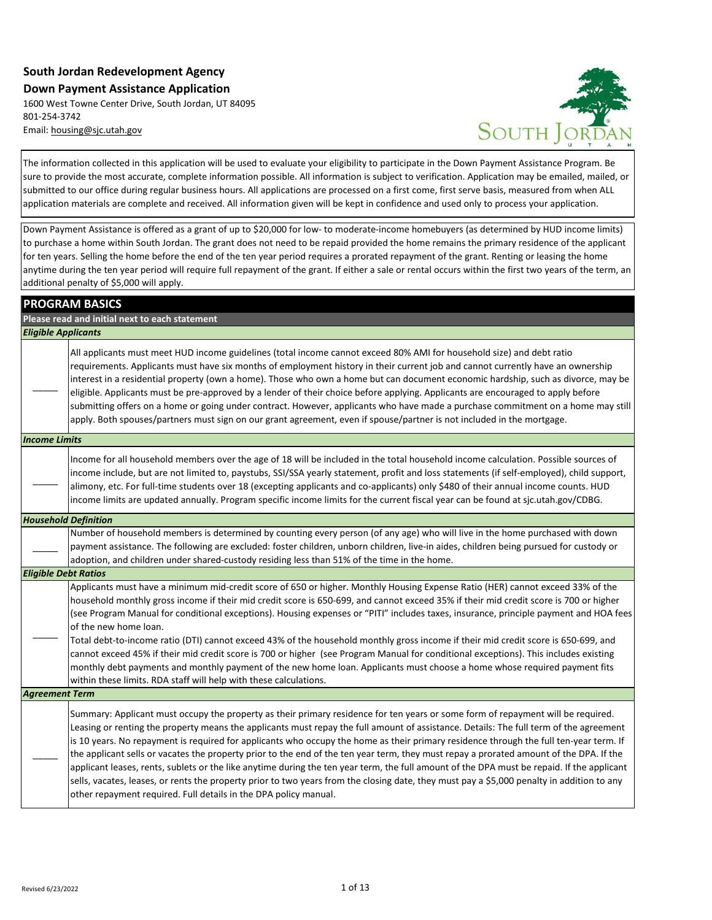# South Jordan Redevelopment Agency

## Down Payment Assistance Application

1600 West Towne Center Drive, South Jordan, UT 84095
801-254-3742
Email: housing@sjc.utah.gov

The information collected in this application will be used to evaluate your eligibility to participate in the Down Payment Assistance Program. Be sure to provide the most accurate, complete information possible. All information is subject to verification. Application may be emailed, mailed, or submitted to our office during regular business hours. All applications are processed on a first come, first serve basis, measured from when ALL application materials are complete and received. All information given will be kept in confidence and used only to process your application.

Down Payment Assistance is offered as a grant of up to $20,000 for low- to moderate-income homebuyers (as determined by HUD income limits) to purchase a home within South Jordan. The grant does not need to be repaid provided the home remains the primary residence of the applicant for ten years. Selling the home before the end of the ten year period requires a prorated repayment of the grant. Renting or leasing the home anytime during the ten year period will require full repayment of the grant. If either a sale or rental occurs within the first two years of the term, an additional penalty of $5,000 will apply.

## PROGRAM BASICS

**Please read and initial next to each statement**

***Eligible Applicants***

| Initial | Statement |
|---|---|
| _____ | All applicants must meet HUD income guidelines (total income cannot exceed 80% AMI for household size) and debt ratio requirements. Applicants must have six months of employment history in their current job and cannot currently have an ownership interest in a residential property (own a home). Those who own a home but can document economic hardship, such as divorce, may be eligible. Applicants must be pre-approved by a lender of their choice before applying. Applicants are encouraged to apply before submitting offers on a home or going under contract. However, applicants who have made a purchase commitment on a home may still apply. Both spouses/partners must sign on our grant agreement, even if spouse/partner is not included in the mortgage. |

***Income Limits***

| Initial | Statement |
|---|---|
| _____ | Income for all household members over the age of 18 will be included in the total household income calculation. Possible sources of income include, but are not limited to, paystubs, SSI/SSA yearly statement, profit and loss statements (if self-employed), child support, alimony, etc. For full-time students over 18 (excepting applicants and co-applicants) only $480 of their annual income counts. HUD income limits are updated annually. Program specific income limits for the current fiscal year can be found at sjc.utah.gov/CDBG. |

***Household Definition***

| Initial | Statement |
|---|---|
| _____ | Number of household members is determined by counting every person (of any age) who will live in the home purchased with down payment assistance. The following are excluded: foster children, unborn children, live-in aides, children being pursued for custody or adoption, and children under shared-custody residing less than 51% of the time in the home. |

***Eligible Debt Ratios***

| Initial | Statement |
|---|---|
| _____ | Applicants must have a minimum mid-credit score of 650 or higher. Monthly Housing Expense Ratio (HER) cannot exceed 33% of the household monthly gross income if their mid credit score is 650-699, and cannot exceed 35% if their mid credit score is 700 or higher (see Program Manual for conditional exceptions). Housing expenses or "PITI" includes taxes, insurance, principle payment and HOA fees of the new home loan.<br>Total debt-to-income ratio (DTI) cannot exceed 43% of the household monthly gross income if their mid credit score is 650-699, and cannot exceed 45% if their mid credit score is 700 or higher (see Program Manual for conditional exceptions). This includes existing monthly debt payments and monthly payment of the new home loan. Applicants must choose a home whose required payment fits within these limits. RDA staff will help with these calculations. |

***Agreement Term***

| Initial | Statement |
|---|---|
| _____ | Summary: Applicant must occupy the property as their primary residence for ten years or some form of repayment will be required. Leasing or renting the property means the applicants must repay the full amount of assistance. Details: The full term of the agreement is 10 years. No repayment is required for applicants who occupy the home as their primary residence through the full ten-year term. If the applicant sells or vacates the property prior to the end of the ten year term, they must repay a prorated amount of the DPA. If the applicant leases, rents, sublets or the like anytime during the ten year term, the full amount of the DPA must be repaid. If the applicant sells, vacates, leases, or rents the property prior to two years from the closing date, they must pay a $5,000 penalty in addition to any other repayment required. Full details in the DPA policy manual. |

Revised 6/23/2022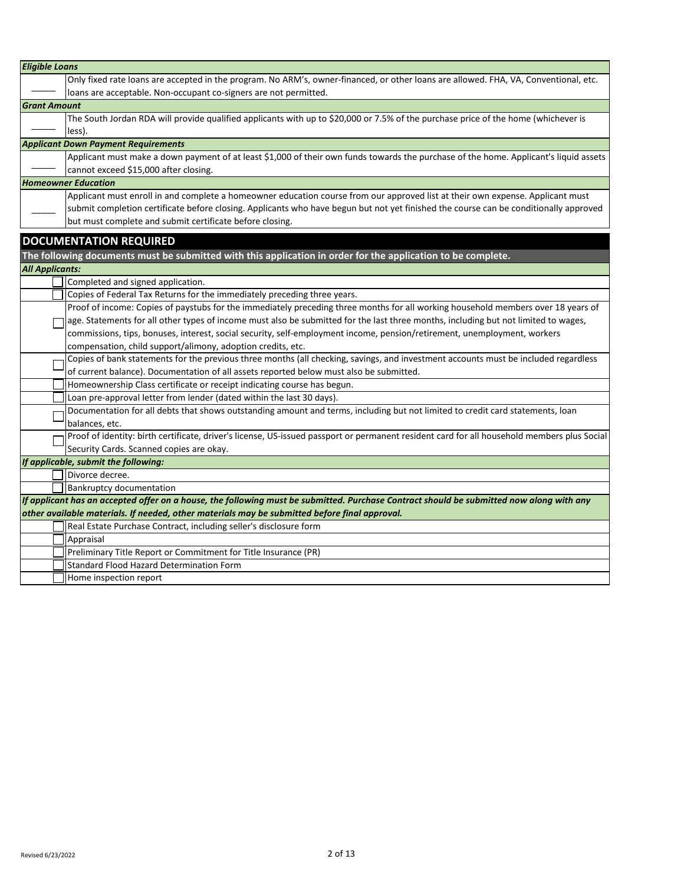| | |
|---|---|
| ***Eligible Loans*** | |
| _____ | Only fixed rate loans are accepted in the program. No ARM's, owner-financed, or other loans are allowed. FHA, VA, Conventional, etc. loans are acceptable. Non-occupant co-signers are not permitted. |
| ***Grant Amount*** | |
| _____ | The South Jordan RDA will provide qualified applicants with up to $20,000 or 7.5% of the purchase price of the home (whichever is less). |
| ***Applicant Down Payment Requirements*** | |
| _____ | Applicant must make a down payment of at least $1,000 of their own funds towards the purchase of the home. Applicant's liquid assets cannot exceed $15,000 after closing. |
| ***Homeowner Education*** | |
| _____ | Applicant must enroll in and complete a homeowner education course from our approved list at their own expense. Applicant must submit completion certificate before closing. Applicants who have begun but not yet finished the course can be conditionally approved but must complete and submit certificate before closing. |

## DOCUMENTATION REQUIRED

**The following documents must be submitted with this application in order for the application to be complete.**

***All Applicants:***

- ☐ Completed and signed application.
- ☐ Copies of Federal Tax Returns for the immediately preceding three years.
- ☐ Proof of income: Copies of paystubs for the immediately preceding three months for all working household members over 18 years of age. Statements for all other types of income must also be submitted for the last three months, including but not limited to wages, commissions, tips, bonuses, interest, social security, self-employment income, pension/retirement, unemployment, workers compensation, child support/alimony, adoption credits, etc.
- ☐ Copies of bank statements for the previous three months (all checking, savings, and investment accounts must be included regardless of current balance). Documentation of all assets reported below must also be submitted.
- ☐ Homeownership Class certificate or receipt indicating course has begun.
- ☐ Loan pre-approval letter from lender (dated within the last 30 days).
- ☐ Documentation for all debts that shows outstanding amount and terms, including but not limited to credit card statements, loan balances, etc.
- ☐ Proof of identity: birth certificate, driver's license, US-issued passport or permanent resident card for all household members plus Social Security Cards. Scanned copies are okay.

***If applicable, submit the following:***

- ☐ Divorce decree.
- ☐ Bankruptcy documentation

***If applicant has an accepted offer on a house, the following must be submitted. Purchase Contract should be submitted now along with any other available materials. If needed, other materials may be submitted before final approval.***

- ☐ Real Estate Purchase Contract, including seller's disclosure form
- ☐ Appraisal
- ☐ Preliminary Title Report or Commitment for Title Insurance (PR)
- ☐ Standard Flood Hazard Determination Form
- ☐ Home inspection report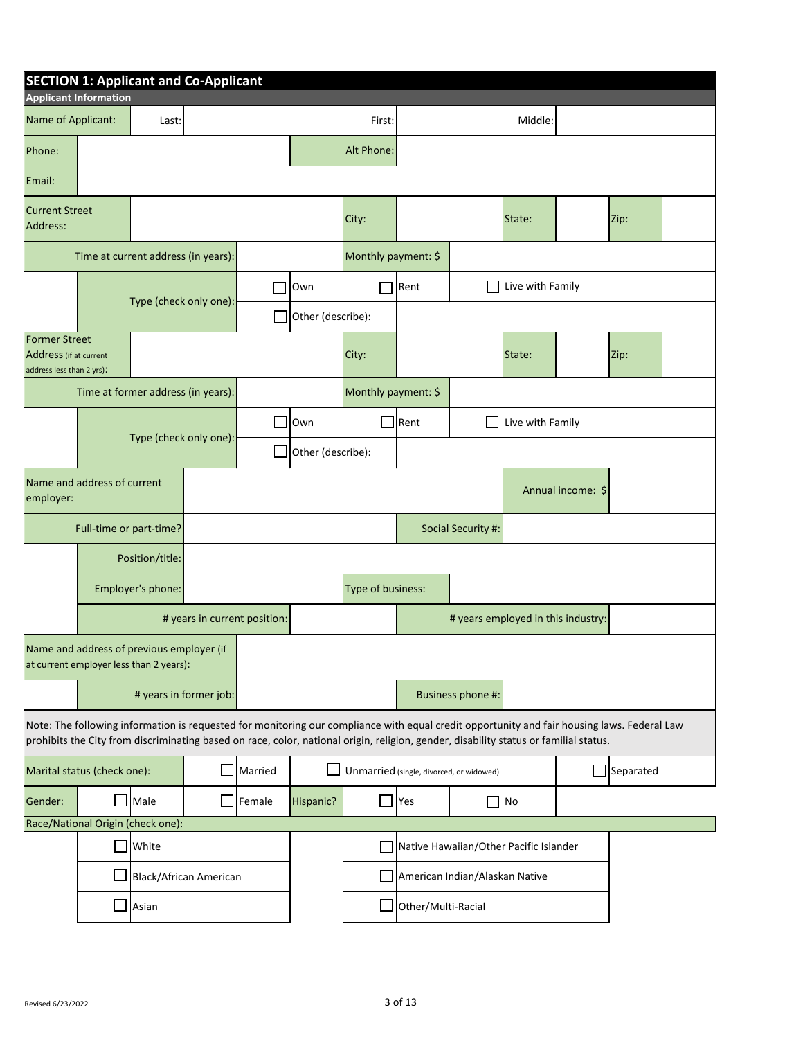## SECTION 1: Applicant and Co-Applicant

### Applicant Information

| Name of Applicant: | Last: | | First: | | Middle: | |
|---|---|---|---|---|---|---|
| Phone: | | | Alt Phone: | | | |
| Email: | | | | | | |
| Current Street Address: | | City: | | State: | | Zip: |
| Time at current address (in years): | | | Monthly payment: $ | | | |
| Type (check only one): | ☐ Own | ☐ Rent | ☐ Live with Family | ☐ Other (describe): | | |
| Former Street Address (if at current address less than 2 yrs): | | City: | | State: | | Zip: |
| Time at former address (in years): | | | Monthly payment: $ | | | |
| Type (check only one): | ☐ Own | ☐ Rent | ☐ Live with Family | ☐ Other (describe): | | |
| Name and address of current employer: | | | | Annual income: $ | | |
| Full-time or part-time? | | | Social Security #: | | | |
| Position/title: | | | | | | |
| Employer's phone: | | | Type of business: | | | |
| # years in current position: | | | # years employed in this industry: | | | |
| Name and address of previous employer (if at current employer less than 2 years): | | | | | | |
| # years in former job: | | | Business phone #: | | | |

Note: The following information is requested for monitoring our compliance with equal credit opportunity and fair housing laws. Federal Law prohibits the City from discriminating based on race, color, national origin, religion, gender, disability status or familial status.

| Marital status (check one): | ☐ Married | ☐ Unmarried (single, divorced, or widowed) | ☐ Separated |
|---|---|---|---|
| Gender: | ☐ Male | ☐ Female | Hispanic? ☐ Yes ☐ No |

Race/National Origin (check one):

| | |
|---|---|
| ☐ White | ☐ Native Hawaiian/Other Pacific Islander |
| ☐ Black/African American | ☐ American Indian/Alaskan Native |
| ☐ Asian | ☐ Other/Multi-Racial |

Revised 6/23/2022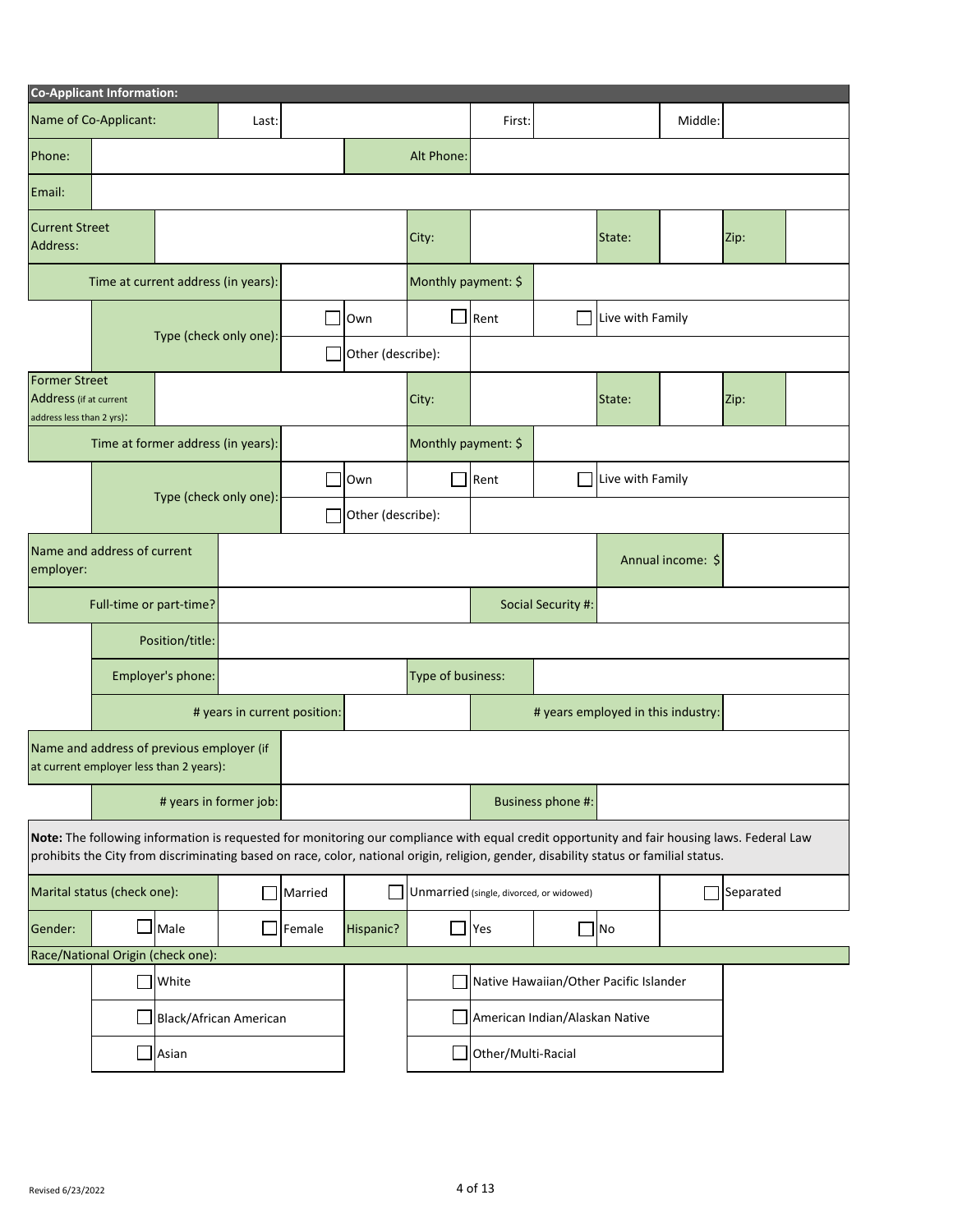## Co-Applicant Information:

| Name of Co-Applicant: | Last: | | First: | | Middle: | |
|---|---|---|---|---|---|---|

| Phone: | | Alt Phone: | |
|---|---|---|---|
| Email: | | | |

| Current Street Address: | | City: | | State: | | Zip: | |
|---|---|---|---|---|---|---|---|
| Time at current address (in years): | | Monthly payment: $ | | | | | |

Type (check only one): ☐ Own ☐ Rent ☐ Live with Family ☐ Other (describe):

| Former Street Address (if at current address less than 2 yrs): | | City: | | State: | | Zip: | |
|---|---|---|---|---|---|---|---|
| Time at former address (in years): | | Monthly payment: $ | | | | | |

Type (check only one): ☐ Own ☐ Rent ☐ Live with Family ☐ Other (describe):

| Name and address of current employer: | | Annual income: $ | |
|---|---|---|---|
| Full-time or part-time? | | Social Security #: | |
| Position/title: | | | |
| Employer's phone: | | Type of business: | |
| # years in current position: | | # years employed in this industry: | |
| Name and address of previous employer (if at current employer less than 2 years): | | | |
| # years in former job: | | Business phone #: | |

**Note:** The following information is requested for monitoring our compliance with equal credit opportunity and fair housing laws. Federal Law prohibits the City from discriminating based on race, color, national origin, religion, gender, disability status or familial status.

Marital status (check one): ☐ Married ☐ Unmarried (single, divorced, or widowed) ☐ Separated

Gender: ☐ Male ☐ Female

Hispanic? ☐ Yes ☐ No

Race/National Origin (check one):

| | |
|---|---|
| ☐ White | ☐ Native Hawaiian/Other Pacific Islander |
| ☐ Black/African American | ☐ American Indian/Alaskan Native |
| ☐ Asian | ☐ Other/Multi-Racial |

Revised 6/23/2022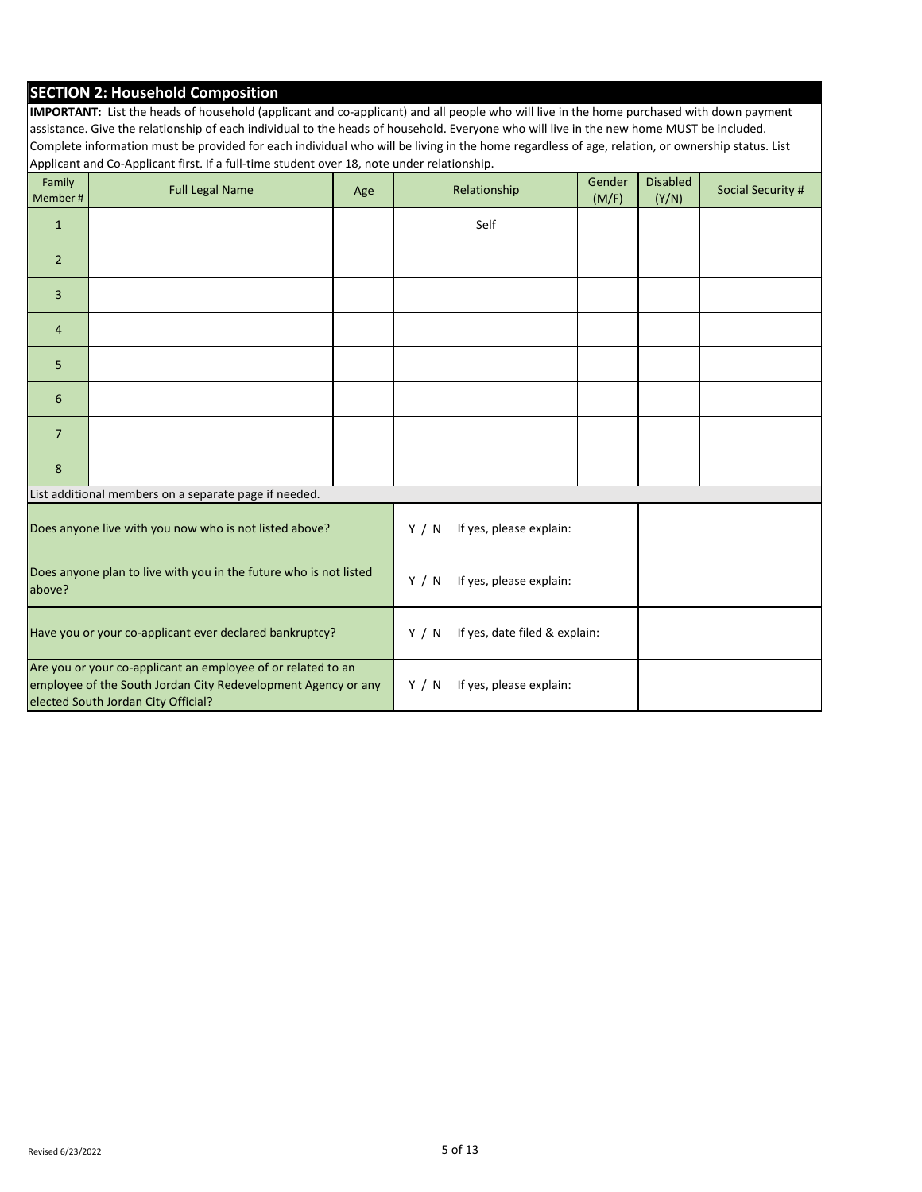## SECTION 2: Household Composition

**IMPORTANT:** List the heads of household (applicant and co-applicant) and all people who will live in the home purchased with down payment assistance. Give the relationship of each individual to the heads of household. Everyone who will live in the new home MUST be included. Complete information must be provided for each individual who will be living in the home regardless of age, relation, or ownership status. List Applicant and Co-Applicant first. If a full-time student over 18, note under relationship.

| Family Member # | Full Legal Name | Age | Relationship | Gender (M/F) | Disabled (Y/N) | Social Security # |
|---|---|---|---|---|---|---|
| 1 | | | Self | | | |
| 2 | | | | | | |
| 3 | | | | | | |
| 4 | | | | | | |
| 5 | | | | | | |
| 6 | | | | | | |
| 7 | | | | | | |
| 8 | | | | | | |

List additional members on a separate page if needed.

| Question | Y / N | Explanation | |
|---|---|---|---|
| Does anyone live with you now who is not listed above? | Y / N | If yes, please explain: | |
| Does anyone plan to live with you in the future who is not listed above? | Y / N | If yes, please explain: | |
| Have you or your co-applicant ever declared bankruptcy? | Y / N | If yes, date filed & explain: | |
| Are you or your co-applicant an employee of or related to an employee of the South Jordan City Redevelopment Agency or any elected South Jordan City Official? | Y / N | If yes, please explain: | |

Revised 6/23/2022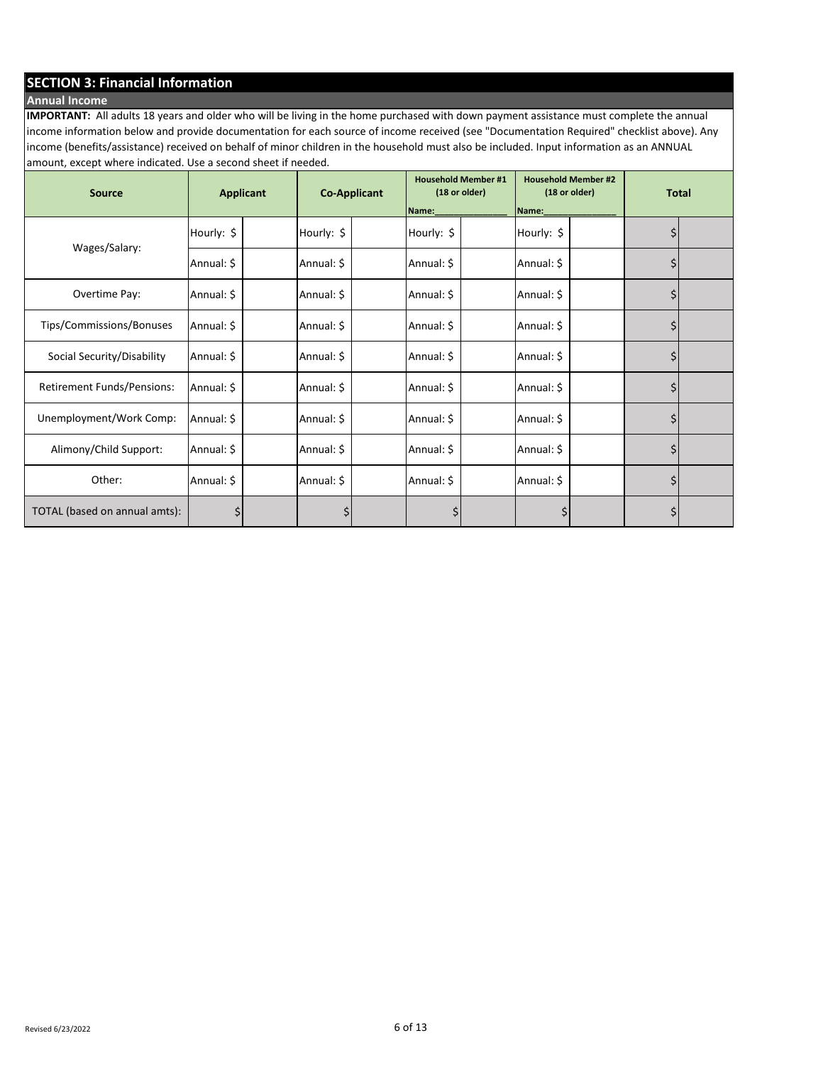## SECTION 3: Financial Information

### Annual Income

**IMPORTANT:** All adults 18 years and older who will be living in the home purchased with down payment assistance must complete the annual income information below and provide documentation for each source of income received (see "Documentation Required" checklist above). Any income (benefits/assistance) received on behalf of minor children in the household must also be included. Input information as an ANNUAL amount, except where indicated. Use a second sheet if needed.

| Source | Applicant | | Co-Applicant | | Household Member #1 (18 or older) Name:_______________ | | Household Member #2 (18 or older) Name:_______________ | | Total | |
|---|---|---|---|---|---|---|---|---|---|---|
| Wages/Salary: | Hourly: $ | | Hourly: $ | | Hourly: $ | | Hourly: $ | | $ | |
| | Annual: $ | | Annual: $ | | Annual: $ | | Annual: $ | | $ | |
| Overtime Pay: | Annual: $ | | Annual: $ | | Annual: $ | | Annual: $ | | $ | |
| Tips/Commissions/Bonuses | Annual: $ | | Annual: $ | | Annual: $ | | Annual: $ | | $ | |
| Social Security/Disability | Annual: $ | | Annual: $ | | Annual: $ | | Annual: $ | | $ | |
| Retirement Funds/Pensions: | Annual: $ | | Annual: $ | | Annual: $ | | Annual: $ | | $ | |
| Unemployment/Work Comp: | Annual: $ | | Annual: $ | | Annual: $ | | Annual: $ | | $ | |
| Alimony/Child Support: | Annual: $ | | Annual: $ | | Annual: $ | | Annual: $ | | $ | |
| Other: | Annual: $ | | Annual: $ | | Annual: $ | | Annual: $ | | $ | |
| TOTAL (based on annual amts): | $ | | $ | | $ | | $ | | $ | |

Revised 6/23/2022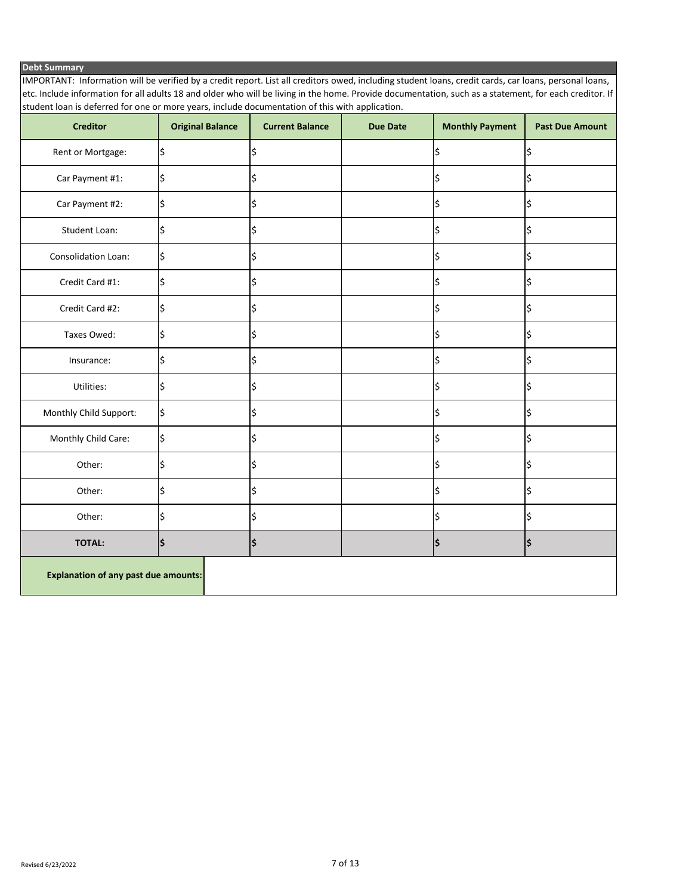## Debt Summary

IMPORTANT: Information will be verified by a credit report. List all creditors owed, including student loans, credit cards, car loans, personal loans, etc. Include information for all adults 18 and older who will be living in the home. Provide documentation, such as a statement, for each creditor. If student loan is deferred for one or more years, include documentation of this with application.

| Creditor | Original Balance | Current Balance | Due Date | Monthly Payment | Past Due Amount |
|---|---|---|---|---|---|
| Rent or Mortgage: | $ | $ | | $ | $ |
| Car Payment #1: | $ | $ | | $ | $ |
| Car Payment #2: | $ | $ | | $ | $ |
| Student Loan: | $ | $ | | $ | $ |
| Consolidation Loan: | $ | $ | | $ | $ |
| Credit Card #1: | $ | $ | | $ | $ |
| Credit Card #2: | $ | $ | | $ | $ |
| Taxes Owed: | $ | $ | | $ | $ |
| Insurance: | $ | $ | | $ | $ |
| Utilities: | $ | $ | | $ | $ |
| Monthly Child Support: | $ | $ | | $ | $ |
| Monthly Child Care: | $ | $ | | $ | $ |
| Other: | $ | $ | | $ | $ |
| Other: | $ | $ | | $ | $ |
| Other: | $ | $ | | $ | $ |
| **TOTAL:** | **$** | **$** | | **$** | **$** |

| **Explanation of any past due amounts:** | |
|---|---|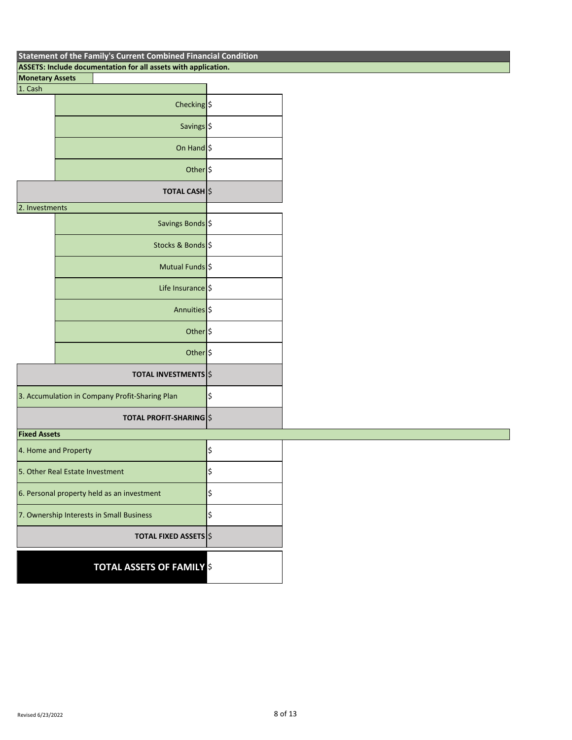## Statement of the Family's Current Combined Financial Condition

**ASSETS: Include documentation for all assets with application.**

### Monetary Assets

| 1. Cash | |
|---|---|
| Checking | $ |
| Savings | $ |
| On Hand | $ |
| Other | $ |
| **TOTAL CASH** | $ |

| 2. Investments | |
|---|---|
| Savings Bonds | $ |
| Stocks & Bonds | $ |
| Mutual Funds | $ |
| Life Insurance | $ |
| Annuities | $ |
| Other | $ |
| Other | $ |
| **TOTAL INVESTMENTS** | $ |

| | |
|---|---|
| 3. Accumulation in Company Profit-Sharing Plan | $ |
| **TOTAL PROFIT-SHARING** | $ |

### Fixed Assets

| | |
|---|---|
| 4. Home and Property | $ |
| 5. Other Real Estate Investment | $ |
| 6. Personal property held as an investment | $ |
| 7. Ownership Interests in Small Business | $ |
| **TOTAL FIXED ASSETS** | $ |

| | |
|---|---|
| **TOTAL ASSETS OF FAMILY** | $ |

Revised 6/23/2022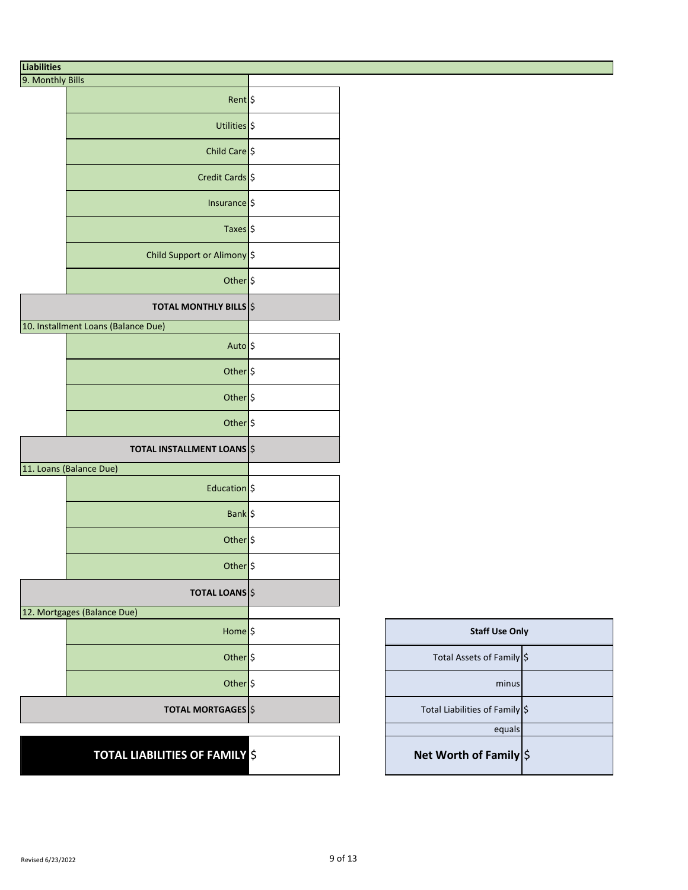## Liabilities

| 9. Monthly Bills | |
|---|---|
| Rent | $ |
| Utilities | $ |
| Child Care | $ |
| Credit Cards | $ |
| Insurance | $ |
| Taxes | $ |
| Child Support or Alimony | $ |
| Other | $ |
| **TOTAL MONTHLY BILLS** | $ |

| 10. Installment Loans (Balance Due) | |
|---|---|
| Auto | $ |
| Other | $ |
| Other | $ |
| Other | $ |
| **TOTAL INSTALLMENT LOANS** | $ |

| 11. Loans (Balance Due) | |
|---|---|
| Education | $ |
| Bank | $ |
| Other | $ |
| Other | $ |
| **TOTAL LOANS** | $ |

| 12. Mortgages (Balance Due) | |
|---|---|
| Home | $ |
| Other | $ |
| Other | $ |
| **TOTAL MORTGAGES** | $ |

| **TOTAL LIABILITIES OF FAMILY** | $ |
|---|---|

| Staff Use Only | |
|---|---|
| Total Assets of Family | $ |
| minus | |
| Total Liabilities of Family | $ |
| equals | |
| **Net Worth of Family** | $ |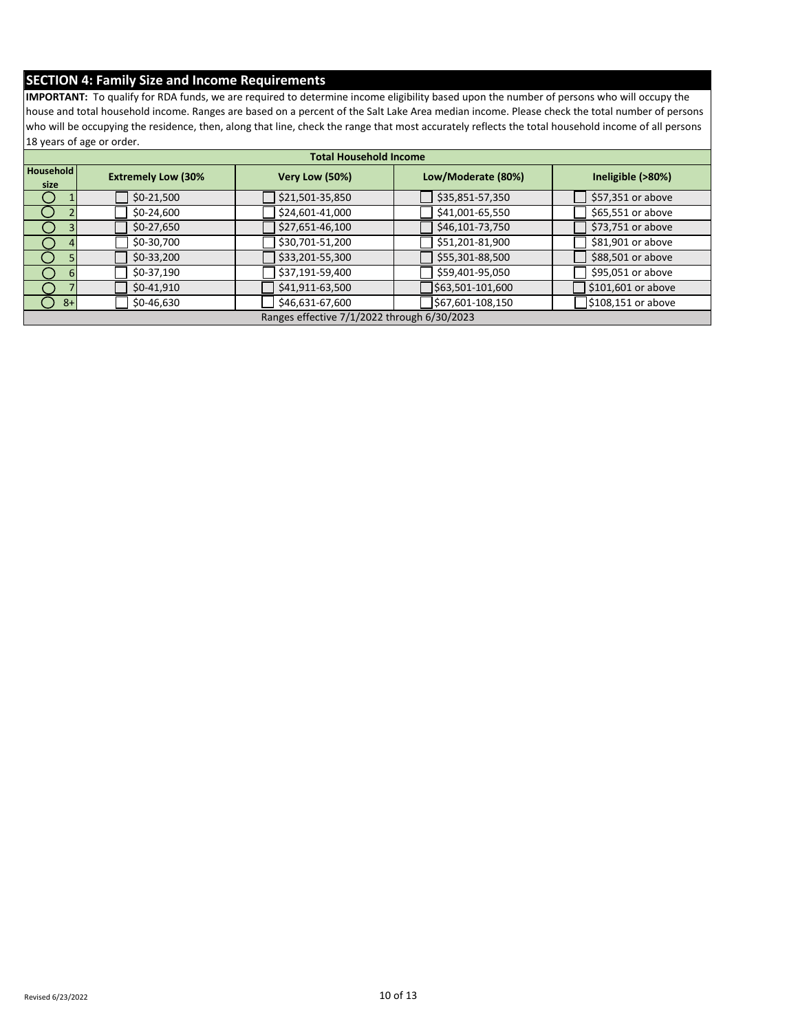## SECTION 4: Family Size and Income Requirements

**IMPORTANT:** To qualify for RDA funds, we are required to determine income eligibility based upon the number of persons who will occupy the house and total household income. Ranges are based on a percent of the Salt Lake Area median income. Please check the total number of persons who will be occupying the residence, then, along that line, check the range that most accurately reflects the total household income of all persons 18 years of age or order.

| | Total Household Income | | | |
|---|---|---|---|---|
| **Household size** | **Extremely Low (30%** | **Very Low (50%)** | **Low/Moderate (80%)** | **Ineligible (>80%)** |
| ◯ 1 | ☐ $0-21,500 | ☐ $21,501-35,850 | ☐ $35,851-57,350 | ☐ $57,351 or above |
| ◯ 2 | ☐ $0-24,600 | ☐ $24,601-41,000 | ☐ $41,001-65,550 | ☐ $65,551 or above |
| ◯ 3 | ☐ $0-27,650 | ☐ $27,651-46,100 | ☐ $46,101-73,750 | ☐ $73,751 or above |
| ◯ 4 | ☐ $0-30,700 | ☐ $30,701-51,200 | ☐ $51,201-81,900 | ☐ $81,901 or above |
| ◯ 5 | ☐ $0-33,200 | ☐ $33,201-55,300 | ☐ $55,301-88,500 | ☐ $88,501 or above |
| ◯ 6 | ☐ $0-37,190 | ☐ $37,191-59,400 | ☐ $59,401-95,050 | ☐ $95,051 or above |
| ◯ 7 | ☐ $0-41,910 | ☐ $41,911-63,500 | ☐ $63,501-101,600 | ☐ $101,601 or above |
| ◯ 8+ | ☐ $0-46,630 | ☐ $46,631-67,600 | ☐ $67,601-108,150 | ☐ $108,151 or above |

Ranges effective 7/1/2022 through 6/30/2023

Revised 6/23/2022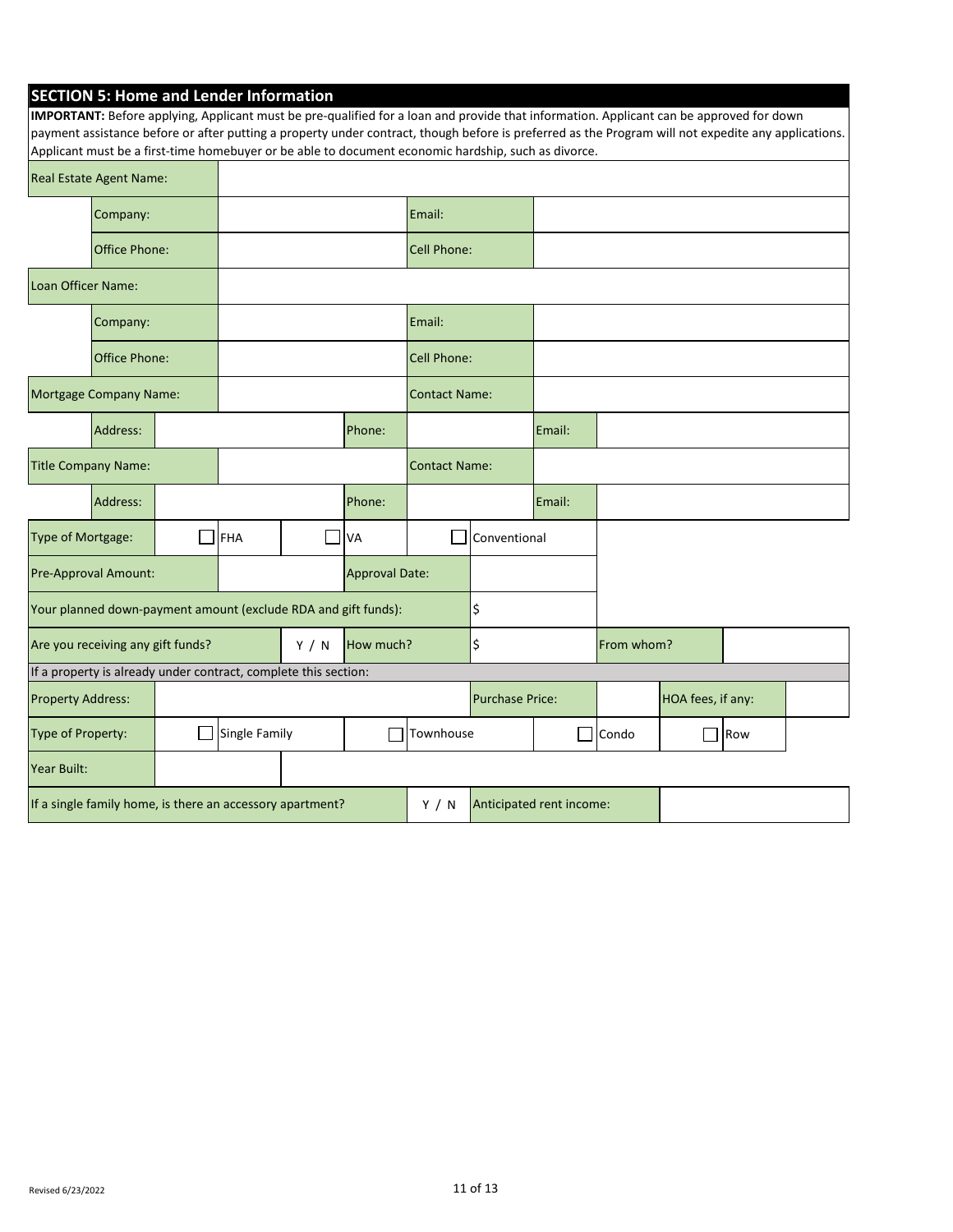## SECTION 5: Home and Lender Information

**IMPORTANT:** Before applying, Applicant must be pre-qualified for a loan and provide that information. Applicant can be approved for down payment assistance before or after putting a property under contract, though before is preferred as the Program will not expedite any applications. Applicant must be a first-time homebuyer or be able to document economic hardship, such as divorce.

| | | |
|---|---|---|
| Real Estate Agent Name: | | |
| Company: | | Email: |
| Office Phone: | | Cell Phone: |
| Loan Officer Name: | | |
| Company: | | Email: |
| Office Phone: | | Cell Phone: |
| Mortgage Company Name: | | Contact Name: |
| Address: | Phone: | Email: |
| Title Company Name: | | Contact Name: |
| Address: | Phone: | Email: |

| | | | |
|---|---|---|---|
| Type of Mortgage: | ☐ FHA | ☐ VA | ☐ Conventional |
| Pre-Approval Amount: | | Approval Date: | |
| Your planned down-payment amount (exclude RDA and gift funds): | $ | | |
| Are you receiving any gift funds? Y / N | How much? $ | From whom? | |

If a property is already under contract, complete this section:

| | | | | |
|---|---|---|---|---|
| Property Address: | | Purchase Price: | HOA fees, if any: | |
| Type of Property: | ☐ Single Family | ☐ Townhouse | ☐ Condo | ☐ Row |
| Year Built: | | | | |
| If a single family home, is there an accessory apartment? | Y / N | Anticipated rent income: | | |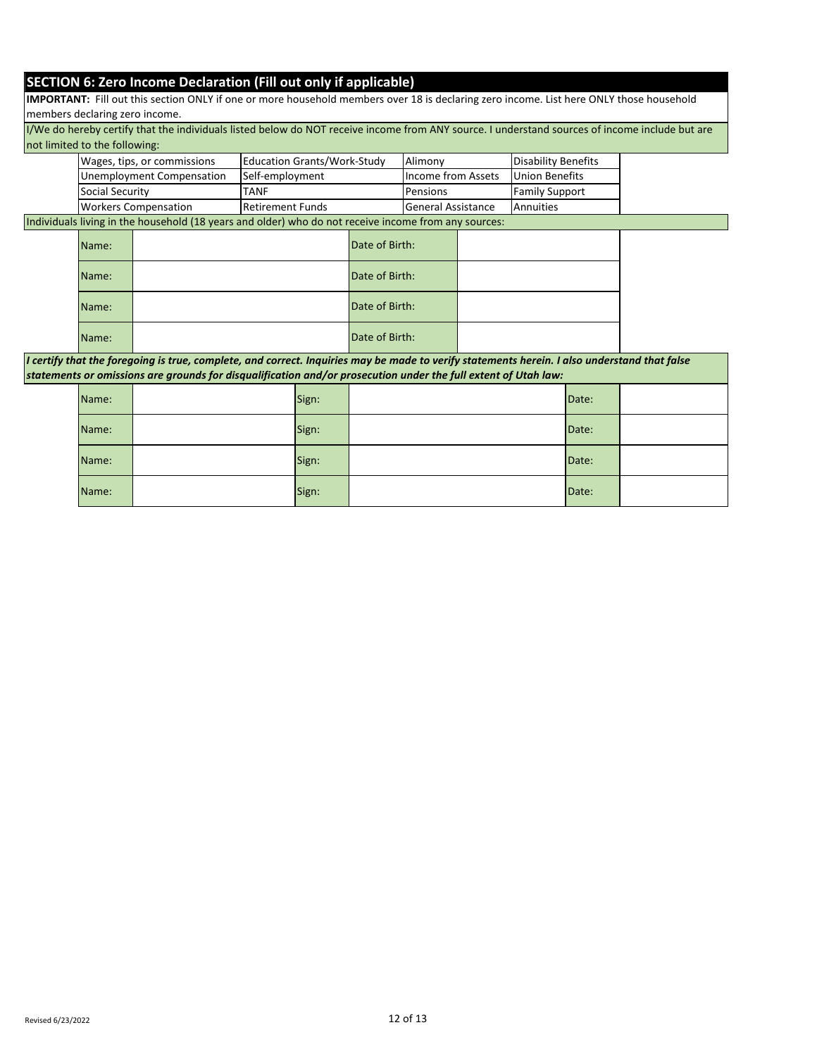## SECTION 6: Zero Income Declaration (Fill out only if applicable)

**IMPORTANT:** Fill out this section ONLY if one or more household members over 18 is declaring zero income. List here ONLY those household members declaring zero income.

I/We do hereby certify that the individuals listed below do NOT receive income from ANY source. I understand sources of income include but are not limited to the following:

| | | | |
|---|---|---|---|
| Wages, tips, or commissions | Education Grants/Work-Study | Alimony | Disability Benefits |
| Unemployment Compensation | Self-employment | Income from Assets | Union Benefits |
| Social Security | TANF | Pensions | Family Support |
| Workers Compensation | Retirement Funds | General Assistance | Annuities |

Individuals living in the household (18 years and older) who do not receive income from any sources:

| | | | |
|---|---|---|---|
| Name: | | Date of Birth: | |
| Name: | | Date of Birth: | |
| Name: | | Date of Birth: | |
| Name: | | Date of Birth: | |

***I certify that the foregoing is true, complete, and correct. Inquiries may be made to verify statements herein. I also understand that false statements or omissions are grounds for disqualification and/or prosecution under the full extent of Utah law:***

| | | | | | |
|---|---|---|---|---|---|
| Name: | | Sign: | | Date: | |
| Name: | | Sign: | | Date: | |
| Name: | | Sign: | | Date: | |
| Name: | | Sign: | | Date: | |

Revised 6/23/2022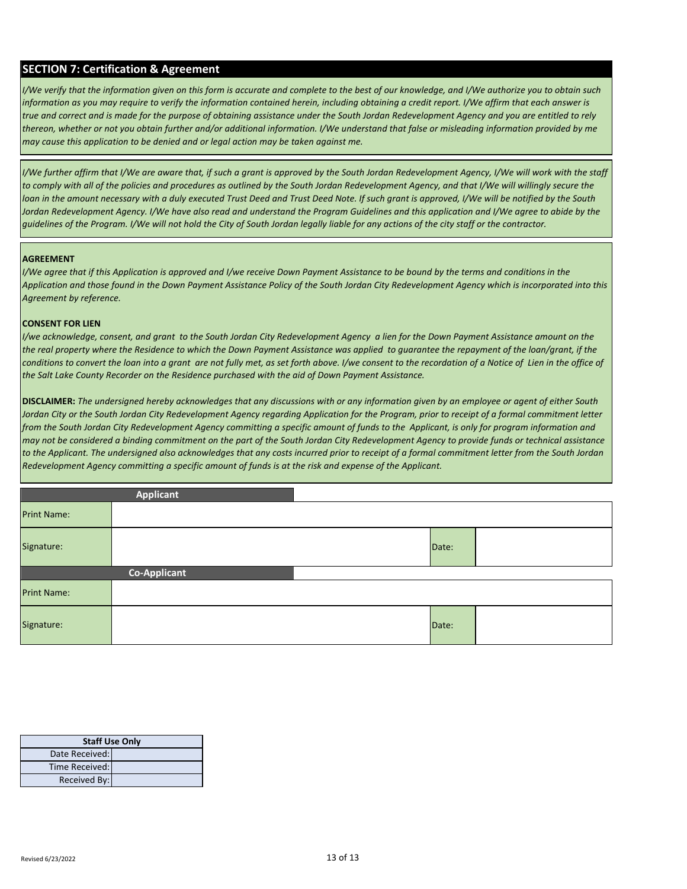## SECTION 7: Certification & Agreement

*I/We verify that the information given on this form is accurate and complete to the best of our knowledge, and I/We authorize you to obtain such information as you may require to verify the information contained herein, including obtaining a credit report. I/We affirm that each answer is true and correct and is made for the purpose of obtaining assistance under the South Jordan Redevelopment Agency and you are entitled to rely thereon, whether or not you obtain further and/or additional information. I/We understand that false or misleading information provided by me may cause this application to be denied and or legal action may be taken against me.*

*I/We further affirm that I/We are aware that, if such a grant is approved by the South Jordan Redevelopment Agency, I/We will work with the staff to comply with all of the policies and procedures as outlined by the South Jordan Redevelopment Agency, and that I/We will willingly secure the loan in the amount necessary with a duly executed Trust Deed and Trust Deed Note. If such grant is approved, I/We will be notified by the South Jordan Redevelopment Agency. I/We have also read and understand the Program Guidelines and this application and I/We agree to abide by the guidelines of the Program. I/We will not hold the City of South Jordan legally liable for any actions of the city staff or the contractor.*

**AGREEMENT**

*I/We agree that if this Application is approved and I/we receive Down Payment Assistance to be bound by the terms and conditions in the Application and those found in the Down Payment Assistance Policy of the South Jordan City Redevelopment Agency which is incorporated into this Agreement by reference.*

**CONSENT FOR LIEN**

*I/we acknowledge, consent, and grant to the South Jordan City Redevelopment Agency a lien for the Down Payment Assistance amount on the the real property where the Residence to which the Down Payment Assistance was applied to guarantee the repayment of the loan/grant, if the conditions to convert the loan into a grant are not fully met, as set forth above. I/we consent to the recordation of a Notice of Lien in the office of the Salt Lake County Recorder on the Residence purchased with the aid of Down Payment Assistance.*

**DISCLAIMER:** *The undersigned hereby acknowledges that any discussions with or any information given by an employee or agent of either South Jordan City or the South Jordan City Redevelopment Agency regarding Application for the Program, prior to receipt of a formal commitment letter from the South Jordan City Redevelopment Agency committing a specific amount of funds to the Applicant, is only for program information and may not be considered a binding commitment on the part of the South Jordan City Redevelopment Agency to provide funds or technical assistance to the Applicant. The undersigned also acknowledges that any costs incurred prior to receipt of a formal commitment letter from the South Jordan Redevelopment Agency committing a specific amount of funds is at the risk and expense of the Applicant.*

| **Applicant** | | | |
|---|---|---|---|
| Print Name: | | | |
| Signature: | | Date: | |

| **Co-Applicant** | | | |
|---|---|---|---|
| Print Name: | | | |
| Signature: | | Date: | |

| **Staff Use Only** | |
|---|---|
| Date Received: | |
| Time Received: | |
| Received By: | |

Revised 6/23/2022